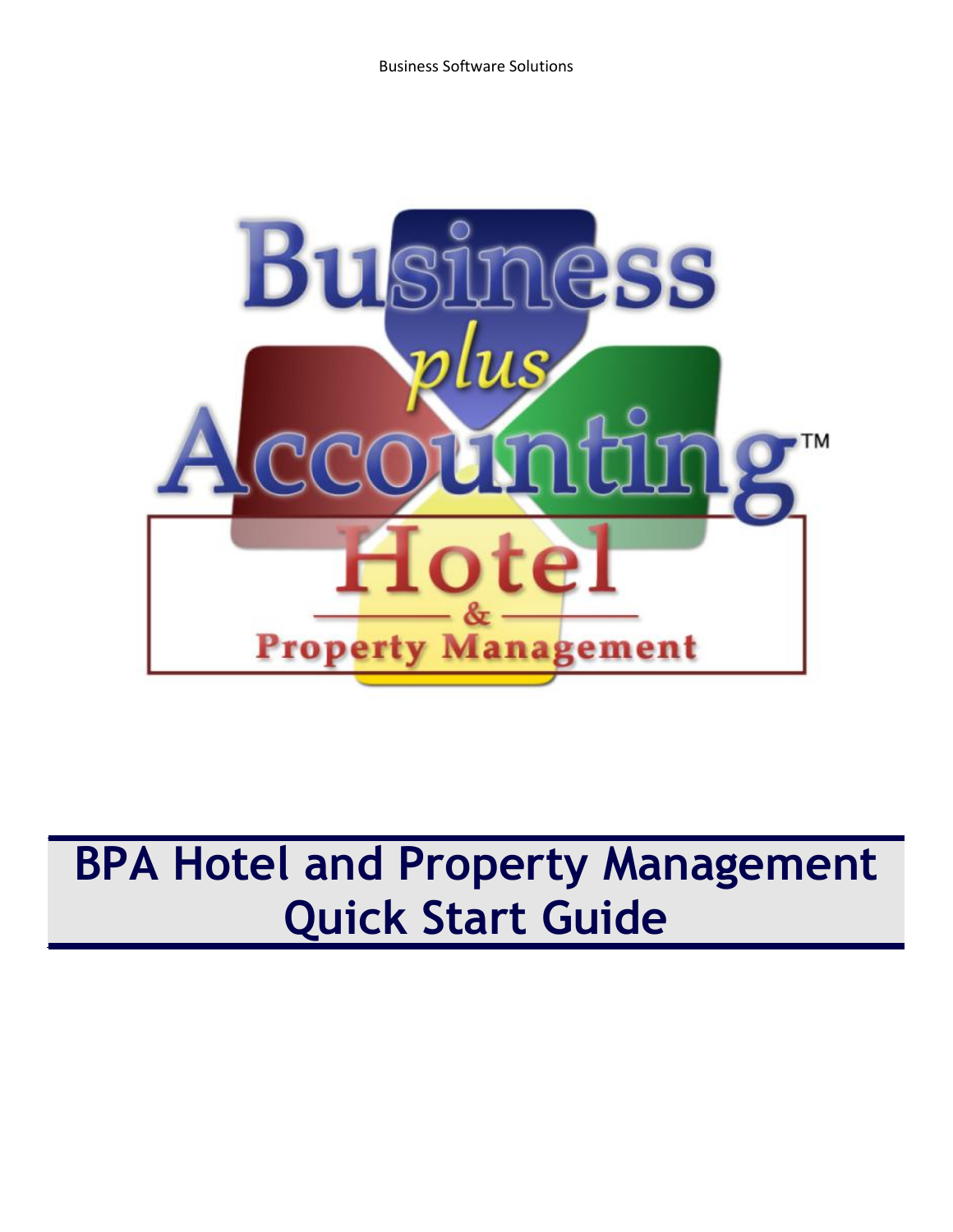# BPA Hotel and Property Management Quick Start Guide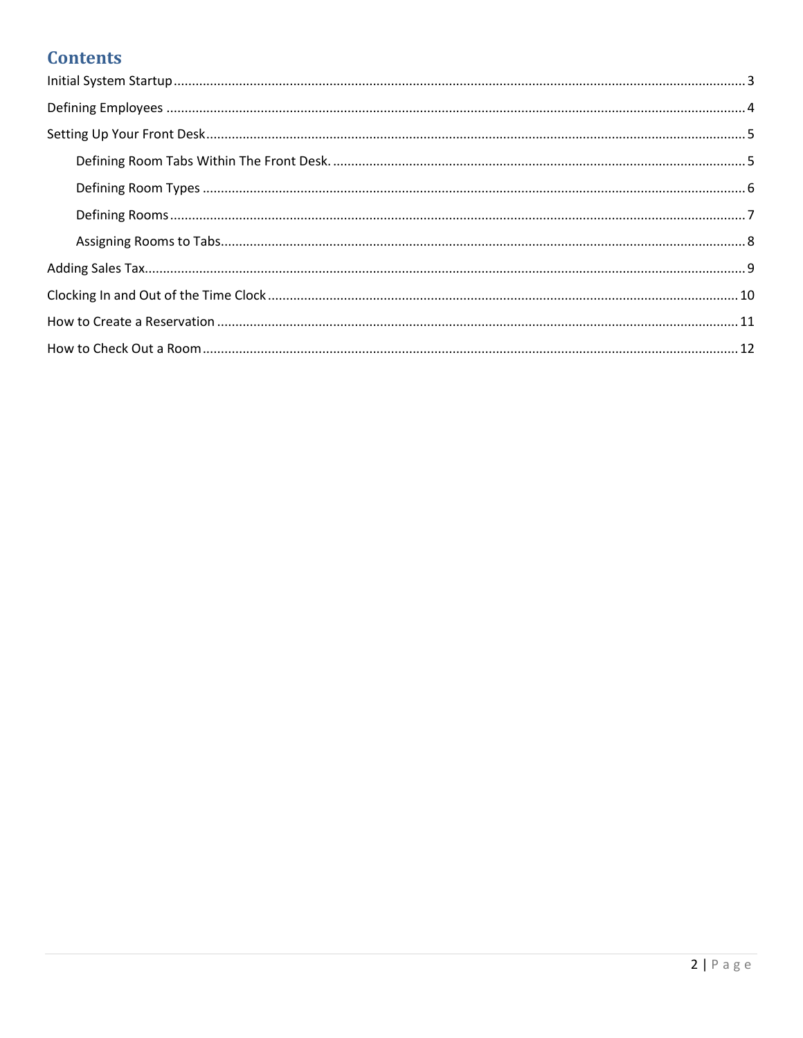# Contents

Initial System Startup ........................................................ 3

Defining Employees ........................................................ 4

Setting Up Your Front Desk ........................................................ 5

- Defining Room Tabs Within The Front Desk. ........................................................ 5
- Defining Room Types ........................................................ 6
- Defining Rooms ........................................................ 7
- Assigning Rooms to Tabs ........................................................ 8

Adding Sales Tax ........................................................ 9

Clocking In and Out of the Time Clock ........................................................ 10

How to Create a Reservation ........................................................ 11

How to Check Out a Room ........................................................ 12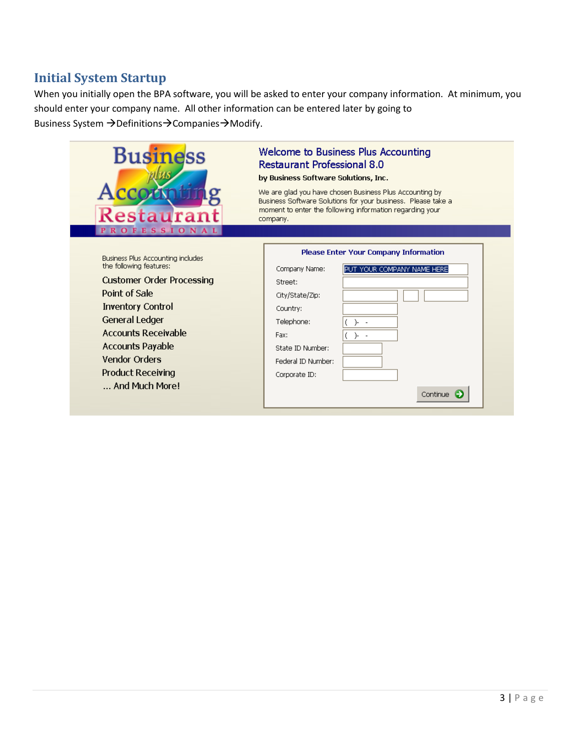## Initial System Startup

When you initially open the BPA software, you will be asked to enter your company information. At minimum, you should enter your company name. All other information can be entered later by going to Business System →Definitions→Companies→Modify.

**Welcome to Business Plus Accounting Restaurant Professional 8.0**

**by Business Software Solutions, Inc.**

We are glad you have chosen Business Plus Accounting by Business Software Solutions for your business. Please take a moment to enter the following information regarding your company.

Business Plus Accounting includes the following features:

- Customer Order Processing
- Point of Sale
- Inventory Control
- General Ledger
- Accounts Receivable
- Accounts Payable
- Vendor Orders
- Product Receiving
- ... And Much More!

**Please Enter Your Company Information**

| Field | Value |
| --- | --- |
| Company Name: | PUT YOUR COMPANY NAME HERE |
| Street: | |
| City/State/Zip: | |
| Country: | |
| Telephone: | ( )- - |
| Fax: | ( )- - |
| State ID Number: | |
| Federal ID Number: | |
| Corporate ID: | |

Continue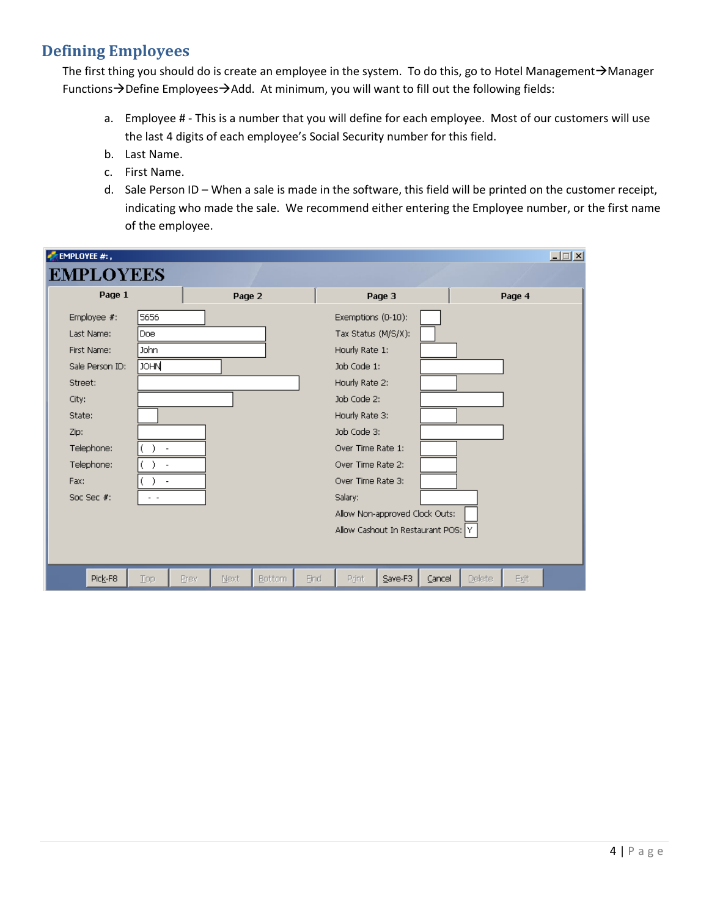## Defining Employees

The first thing you should do is create an employee in the system. To do this, go to Hotel Management→Manager Functions→Define Employees→Add. At minimum, you will want to fill out the following fields:

a. Employee # - This is a number that you will define for each employee. Most of our customers will use the last 4 digits of each employee's Social Security number for this field.
b. Last Name.
c. First Name.
d. Sale Person ID – When a sale is made in the software, this field will be printed on the customer receipt, indicating who made the sale. We recommend either entering the Employee number, or the first name of the employee.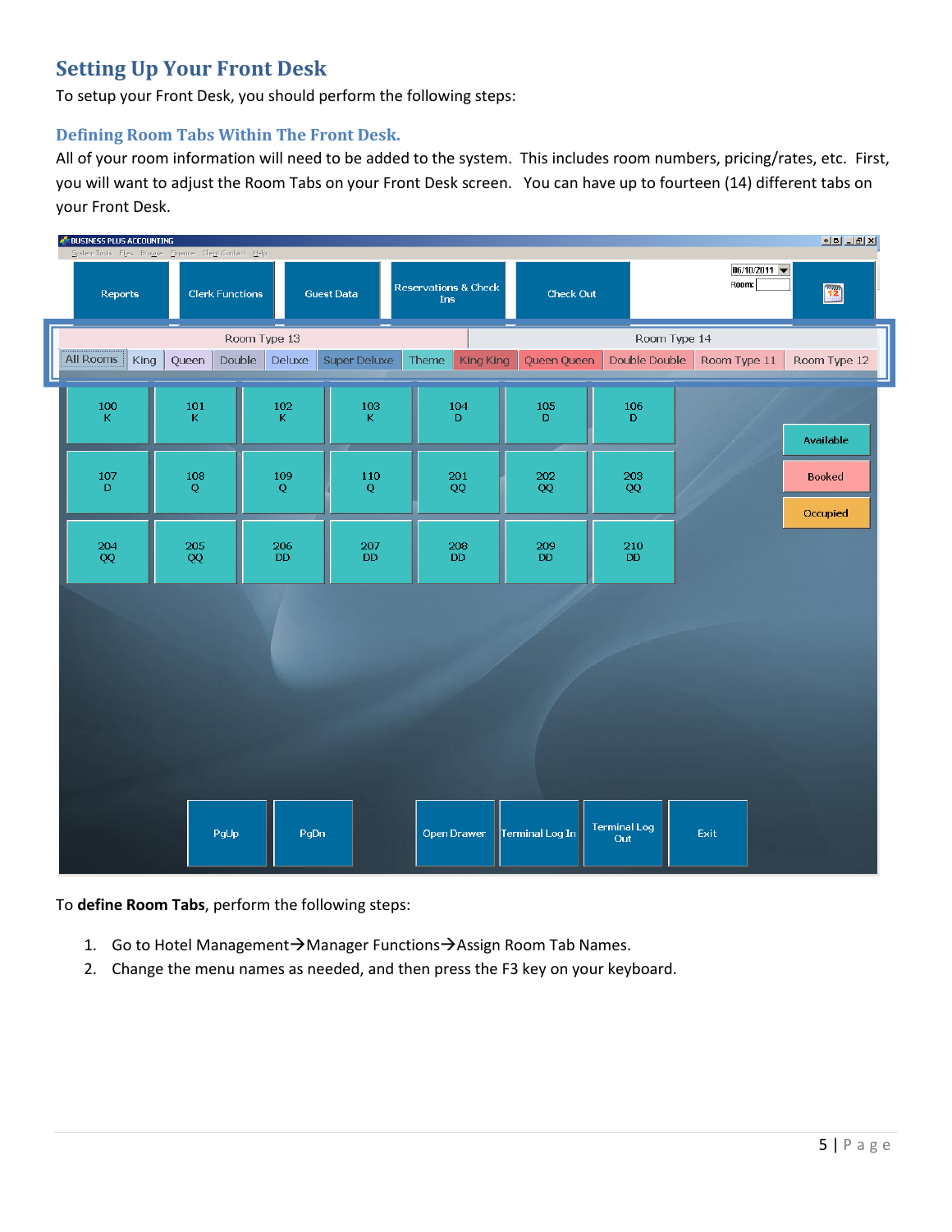## Setting Up Your Front Desk

To setup your Front Desk, you should perform the following steps:

### Defining Room Tabs Within The Front Desk.

All of your room information will need to be added to the system. This includes room numbers, pricing/rates, etc. First, you will want to adjust the Room Tabs on your Front Desk screen. You can have up to fourteen (14) different tabs on your Front Desk.

To **define Room Tabs**, perform the following steps:

1. Go to Hotel Management→Manager Functions→Assign Room Tab Names.
2. Change the menu names as needed, and then press the F3 key on your keyboard.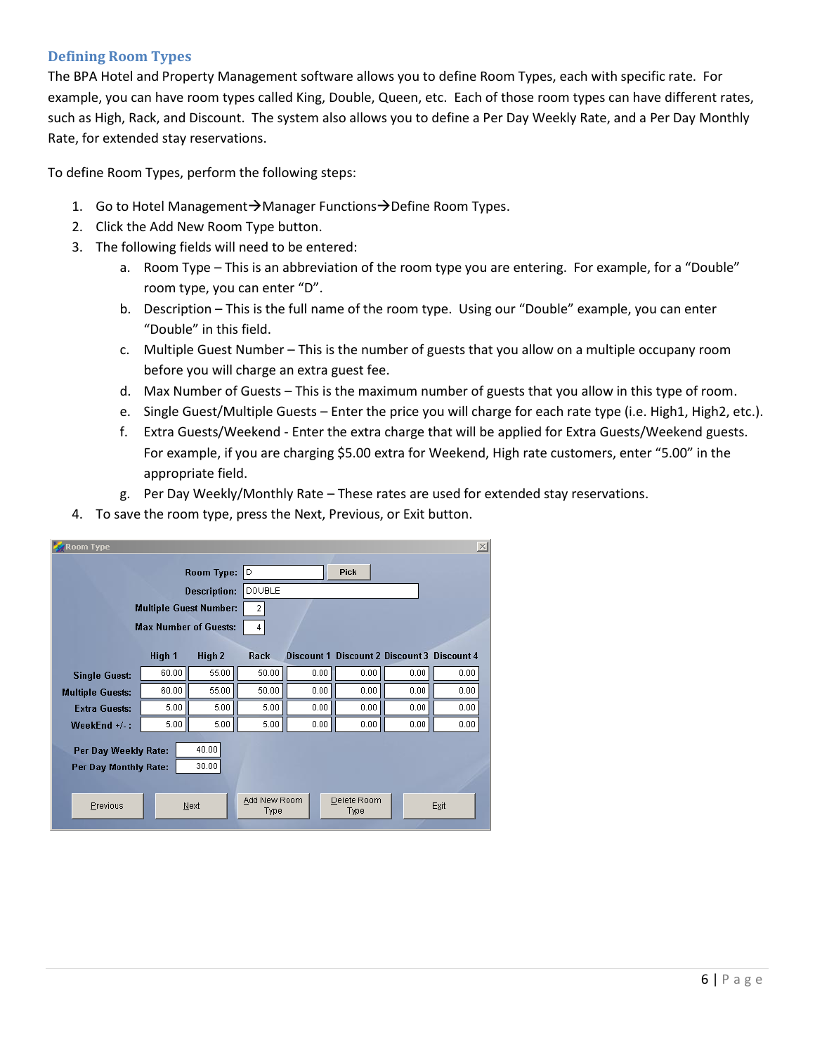## Defining Room Types

The BPA Hotel and Property Management software allows you to define Room Types, each with specific rate. For example, you can have room types called King, Double, Queen, etc. Each of those room types can have different rates, such as High, Rack, and Discount. The system also allows you to define a Per Day Weekly Rate, and a Per Day Monthly Rate, for extended stay reservations.

To define Room Types, perform the following steps:

1. Go to Hotel Management→Manager Functions→Define Room Types.
2. Click the Add New Room Type button.
3. The following fields will need to be entered:
   a. Room Type – This is an abbreviation of the room type you are entering. For example, for a "Double" room type, you can enter "D".
   b. Description – This is the full name of the room type. Using our "Double" example, you can enter "Double" in this field.
   c. Multiple Guest Number – This is the number of guests that you allow on a multiple occupany room before you will charge an extra guest fee.
   d. Max Number of Guests – This is the maximum number of guests that you allow in this type of room.
   e. Single Guest/Multiple Guests – Enter the price you will charge for each rate type (i.e. High1, High2, etc.).
   f. Extra Guests/Weekend - Enter the extra charge that will be applied for Extra Guests/Weekend guests. For example, if you are charging $5.00 extra for Weekend, High rate customers, enter "5.00" in the appropriate field.
   g. Per Day Weekly/Monthly Rate – These rates are used for extended stay reservations.
4. To save the room type, press the Next, Previous, or Exit button.

**Room Type**

Room Type: D [Pick]

Description: DOUBLE

Multiple Guest Number: 2

Max Number of Guests: 4

| | High 1 | High 2 | Rack | Discount 1 | Discount 2 | Discount 3 | Discount 4 |
|---|---|---|---|---|---|---|---|
| Single Guest: | 60.00 | 55.00 | 50.00 | 0.00 | 0.00 | 0.00 | 0.00 |
| Multiple Guests: | 60.00 | 55.00 | 50.00 | 0.00 | 0.00 | 0.00 | 0.00 |
| Extra Guests: | 5.00 | 5.00 | 5.00 | 0.00 | 0.00 | 0.00 | 0.00 |
| WeekEnd +/- : | 5.00 | 5.00 | 5.00 | 0.00 | 0.00 | 0.00 | 0.00 |

Per Day Weekly Rate: 40.00

Per Day Monthly Rate: 30.00

[Previous] [Next] [Add New Room Type] [Delete Room Type] [Exit]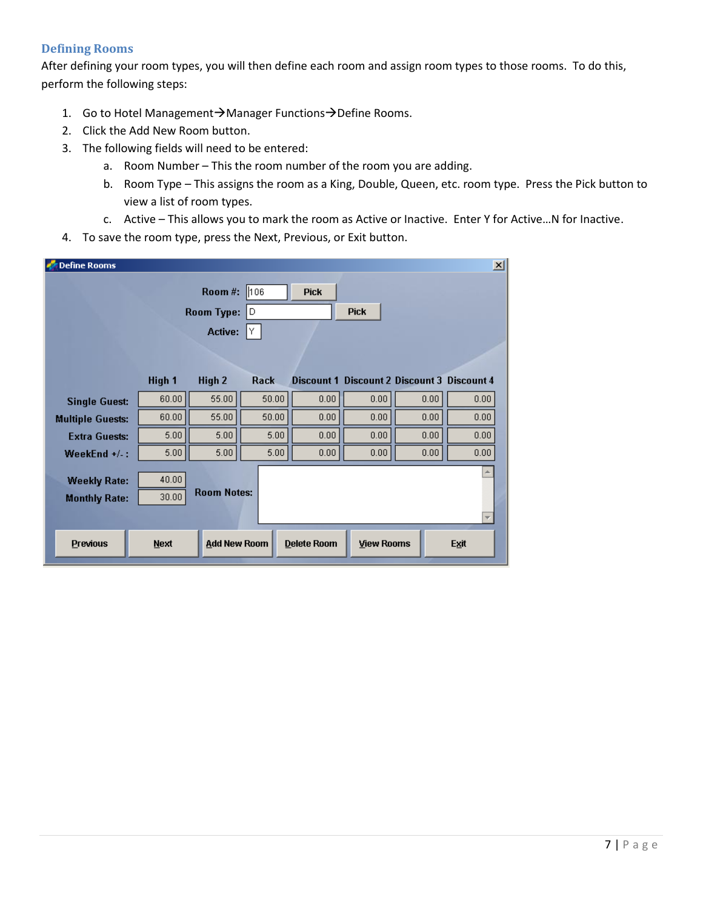## Defining Rooms

After defining your room types, you will then define each room and assign room types to those rooms. To do this, perform the following steps:

1. Go to Hotel Management→Manager Functions→Define Rooms.
2. Click the Add New Room button.
3. The following fields will need to be entered:
    a. Room Number – This the room number of the room you are adding.
    b. Room Type – This assigns the room as a King, Double, Queen, etc. room type. Press the Pick button to view a list of room types.
    c. Active – This allows you to mark the room as Active or Inactive. Enter Y for Active…N for Inactive.
4. To save the room type, press the Next, Previous, or Exit button.

**Define Rooms**

Room #: 106 [Pick]

Room Type: D [Pick]

Active: Y

| | High 1 | High 2 | Rack | Discount 1 | Discount 2 | Discount 3 | Discount 4 |
|---|---|---|---|---|---|---|---|
| Single Guest: | 60.00 | 55.00 | 50.00 | 0.00 | 0.00 | 0.00 | 0.00 |
| Multiple Guests: | 60.00 | 55.00 | 50.00 | 0.00 | 0.00 | 0.00 | 0.00 |
| Extra Guests: | 5.00 | 5.00 | 5.00 | 0.00 | 0.00 | 0.00 | 0.00 |
| WeekEnd +/- : | 5.00 | 5.00 | 5.00 | 0.00 | 0.00 | 0.00 | 0.00 |

Weekly Rate: 40.00

Monthly Rate: 30.00

Room Notes:

[Previous] [Next] [Add New Room] [Delete Room] [View Rooms] [Exit]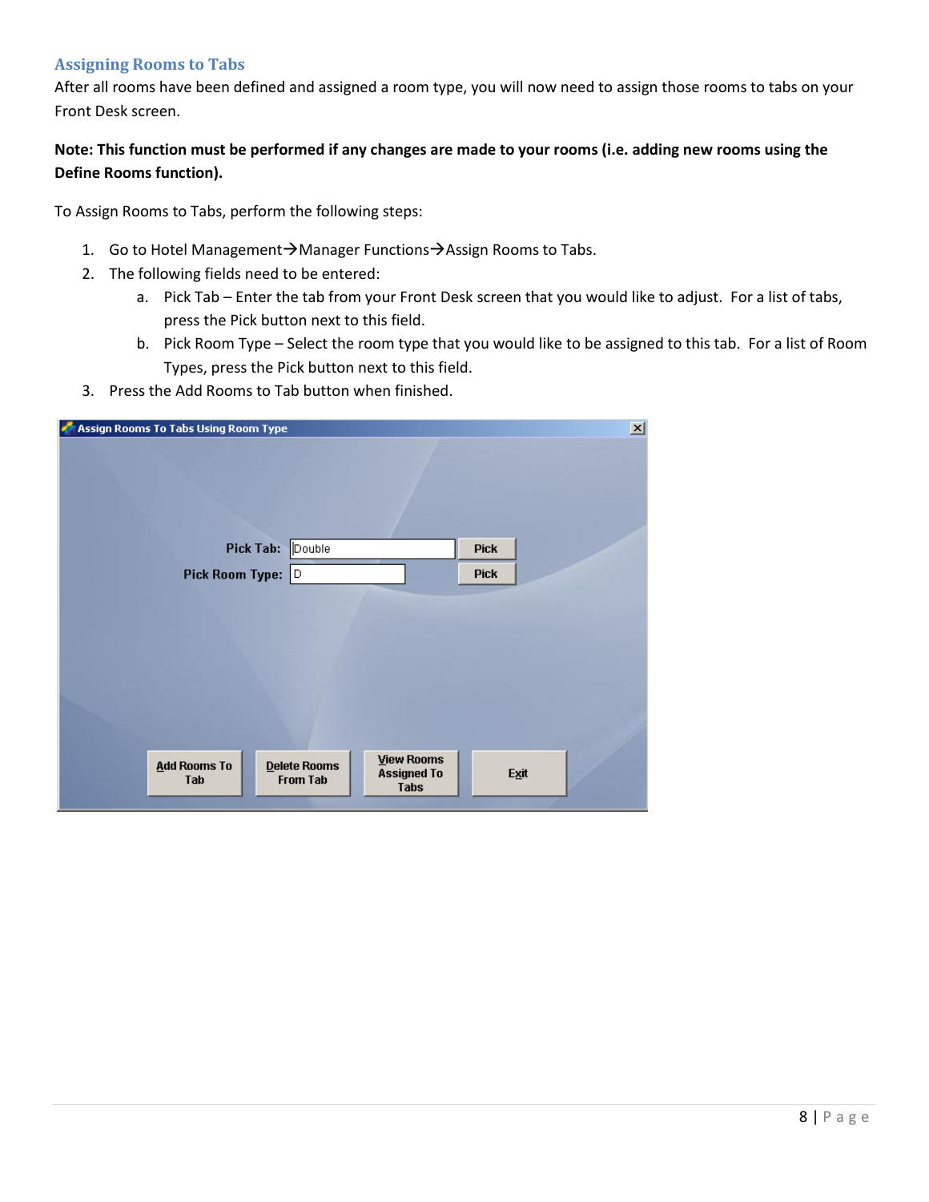## Assigning Rooms to Tabs

After all rooms have been defined and assigned a room type, you will now need to assign those rooms to tabs on your Front Desk screen.

**Note: This function must be performed if any changes are made to your rooms (i.e. adding new rooms using the Define Rooms function).**

To Assign Rooms to Tabs, perform the following steps:

1. Go to Hotel Management→Manager Functions→Assign Rooms to Tabs.
2. The following fields need to be entered:
    a. Pick Tab – Enter the tab from your Front Desk screen that you would like to adjust. For a list of tabs, press the Pick button next to this field.
    b. Pick Room Type – Select the room type that you would like to be assigned to this tab. For a list of Room Types, press the Pick button next to this field.
3. Press the Add Rooms to Tab button when finished.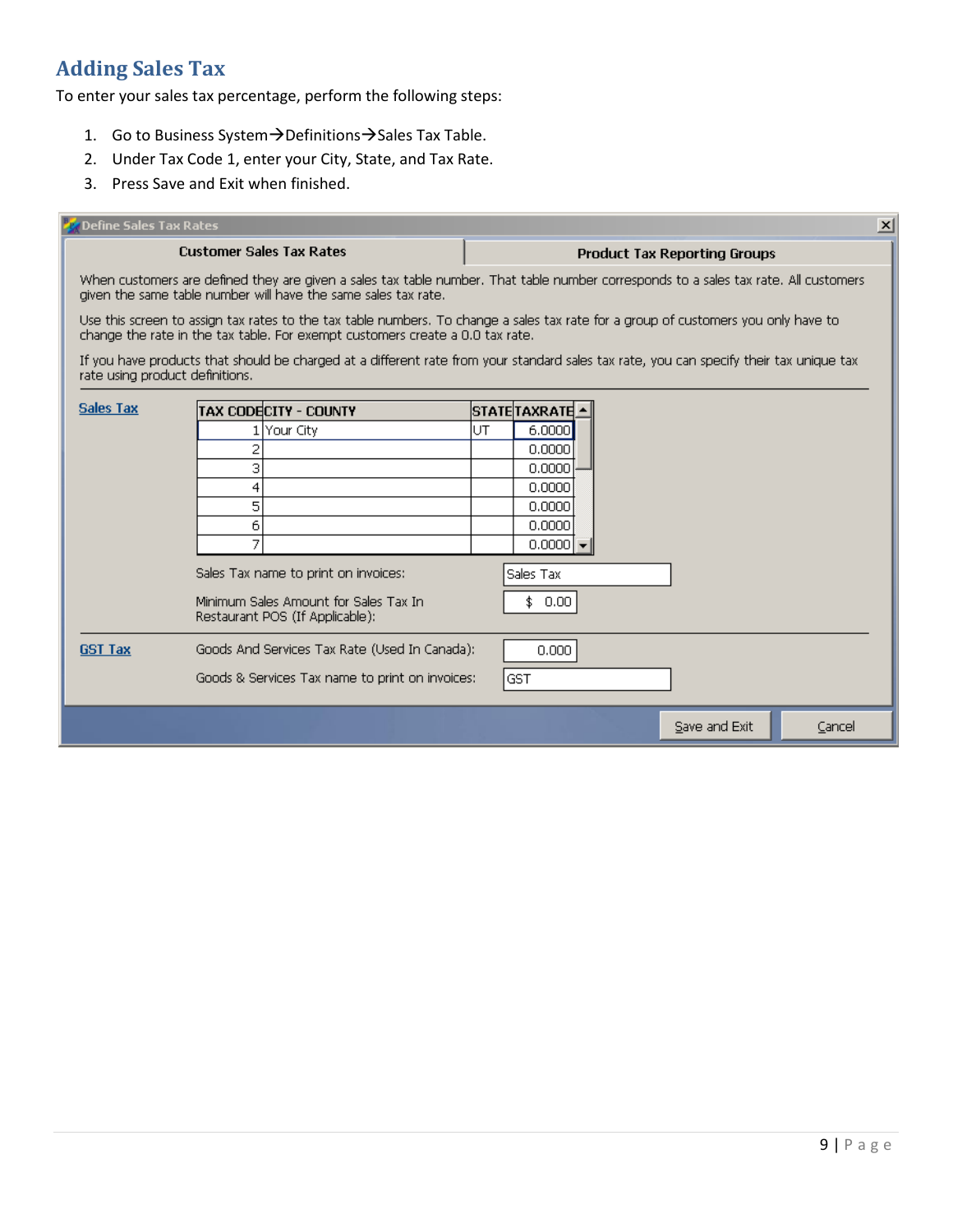## Adding Sales Tax

To enter your sales tax percentage, perform the following steps:

1. Go to Business System→Definitions→Sales Tax Table.
2. Under Tax Code 1, enter your City, State, and Tax Rate.
3. Press Save and Exit when finished.

Define Sales Tax Rates

Customer Sales Tax Rates | Product Tax Reporting Groups

When customers are defined they are given a sales tax table number. That table number corresponds to a sales tax rate. All customers given the same table number will have the same sales tax rate.

Use this screen to assign tax rates to the tax table numbers. To change a sales tax rate for a group of customers you only have to change the rate in the tax table. For exempt customers create a 0.0 tax rate.

If you have products that should be charged at a different rate from your standard sales tax rate, you can specify their tax unique tax rate using product definitions.

Sales Tax

| TAX CODE | CITY - COUNTY | STATE | TAXRATE |
|---|---|---|---|
| 1 | Your City | UT | 6.0000 |
| 2 | | | 0.0000 |
| 3 | | | 0.0000 |
| 4 | | | 0.0000 |
| 5 | | | 0.0000 |
| 6 | | | 0.0000 |
| 7 | | | 0.0000 |

Sales Tax name to print on invoices: Sales Tax

Minimum Sales Amount for Sales Tax In Restaurant POS (If Applicable): $ 0.00

GST Tax

Goods And Services Tax Rate (Used In Canada): 0.000

Goods & Services Tax name to print on invoices: GST

Save and Exit | Cancel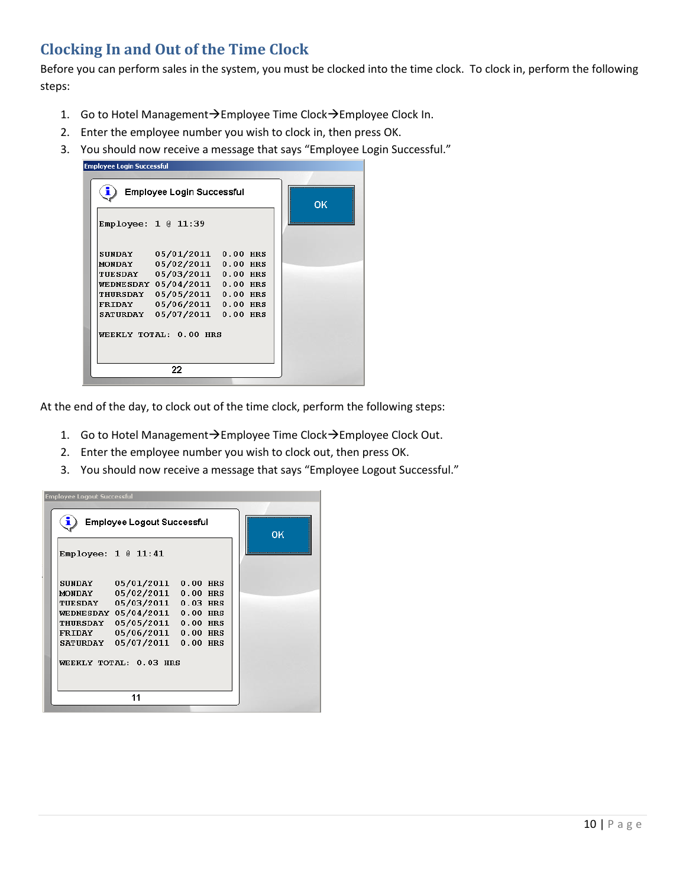## Clocking In and Out of the Time Clock

Before you can perform sales in the system, you must be clocked into the time clock. To clock in, perform the following steps:

1. Go to Hotel Management→Employee Time Clock→Employee Clock In.
2. Enter the employee number you wish to clock in, then press OK.
3. You should now receive a message that says "Employee Login Successful."

```
Employee Login Successful

Employee Login Successful                          OK

Employee: 1 @ 11:39

SUNDAY     05/01/2011  0.00 HRS
MONDAY     05/02/2011  0.00 HRS
TUESDAY    05/03/2011  0.00 HRS
WEDNESDAY  05/04/2011  0.00 HRS
THURSDAY   05/05/2011  0.00 HRS
FRIDAY     05/06/2011  0.00 HRS
SATURDAY   05/07/2011  0.00 HRS

WEEKLY TOTAL:  0.00 HRS

22
```

At the end of the day, to clock out of the time clock, perform the following steps:

1. Go to Hotel Management→Employee Time Clock→Employee Clock Out.
2. Enter the employee number you wish to clock out, then press OK.
3. You should now receive a message that says "Employee Logout Successful."

```
Employee Logout Successful

Employee Logout Successful                         OK

Employee: 1 @ 11:41

SUNDAY     05/01/2011  0.00 HRS
MONDAY     05/02/2011  0.00 HRS
TUESDAY    05/03/2011  0.03 HRS
WEDNESDAY  05/04/2011  0.00 HRS
THURSDAY   05/05/2011  0.00 HRS
FRIDAY     05/06/2011  0.00 HRS
SATURDAY   05/07/2011  0.00 HRS

WEEKLY TOTAL:  0.03 HRS

11
```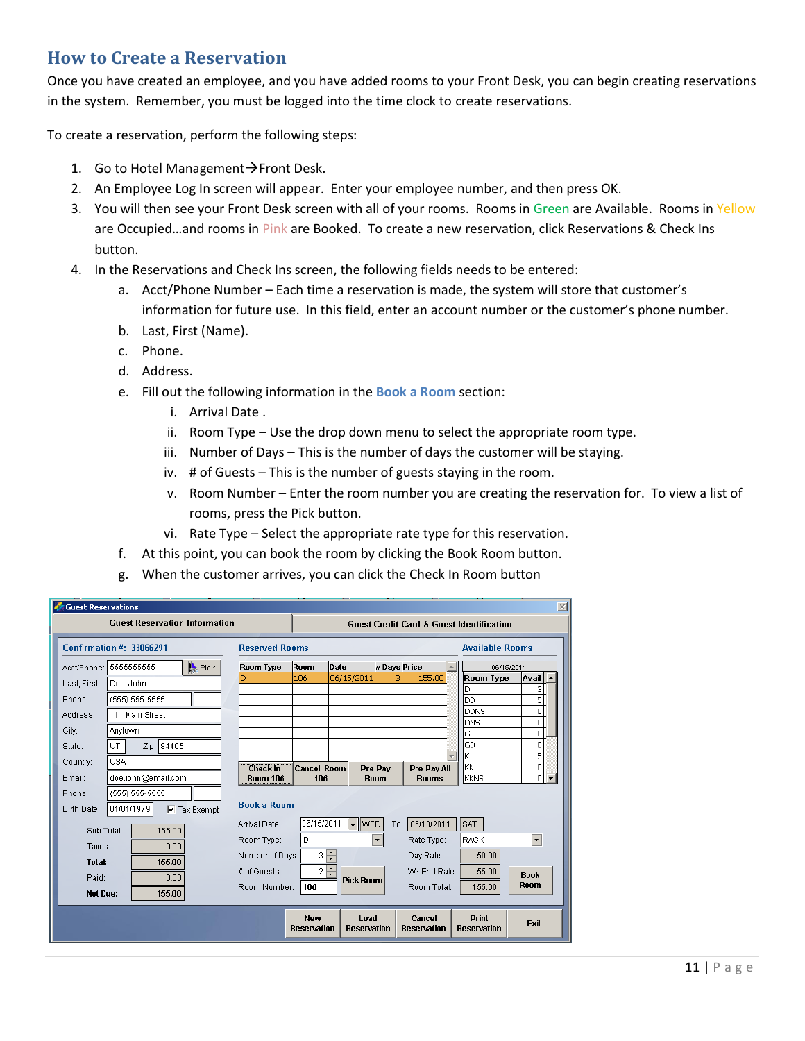## How to Create a Reservation

Once you have created an employee, and you have added rooms to your Front Desk, you can begin creating reservations in the system. Remember, you must be logged into the time clock to create reservations.

To create a reservation, perform the following steps:

1. Go to Hotel Management→Front Desk.
2. An Employee Log In screen will appear. Enter your employee number, and then press OK.
3. You will then see your Front Desk screen with all of your rooms. Rooms in Green are Available. Rooms in Yellow are Occupied…and rooms in Pink are Booked. To create a new reservation, click Reservations & Check Ins button.
4. In the Reservations and Check Ins screen, the following fields needs to be entered:
    a. Acct/Phone Number – Each time a reservation is made, the system will store that customer's information for future use. In this field, enter an account number or the customer's phone number.
    b. Last, First (Name).
    c. Phone.
    d. Address.
    e. Fill out the following information in the **Book a Room** section:
        i. Arrival Date .
        ii. Room Type – Use the drop down menu to select the appropriate room type.
        iii. Number of Days – This is the number of days the customer will be staying.
        iv. # of Guests – This is the number of guests staying in the room.
        v. Room Number – Enter the room number you are creating the reservation for. To view a list of rooms, press the Pick button.
        vi. Rate Type – Select the appropriate rate type for this reservation.
    f. At this point, you can book the room by clicking the Book Room button.
    g. When the customer arrives, you can click the Check In Room button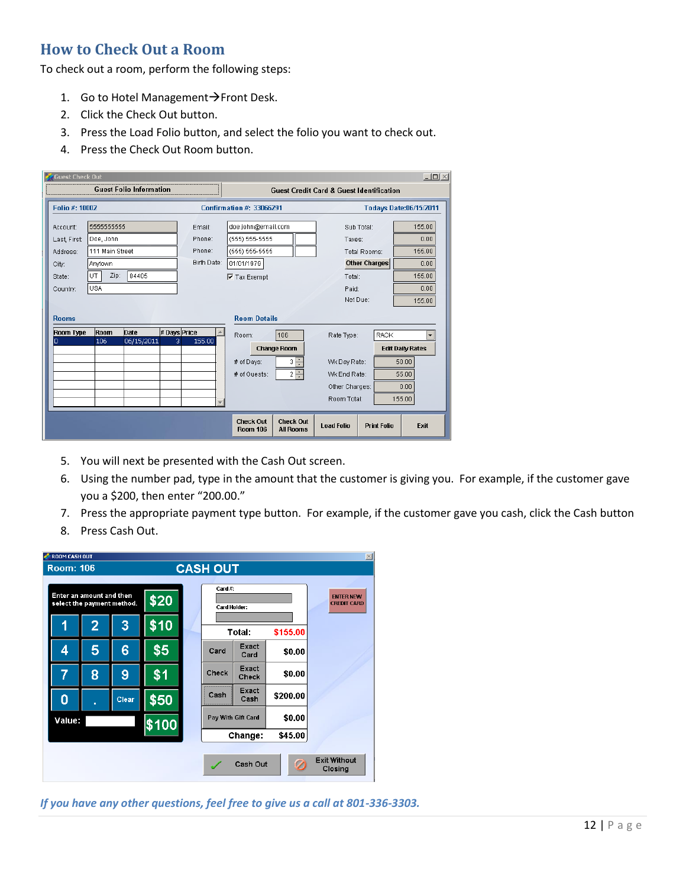## How to Check Out a Room

To check out a room, perform the following steps:

1. Go to Hotel Management→Front Desk.
2. Click the Check Out button.
3. Press the Load Folio button, and select the folio you want to check out.
4. Press the Check Out Room button.

5. You will next be presented with the Cash Out screen.
6. Using the number pad, type in the amount that the customer is giving you. For example, if the customer gave you a $200, then enter "200.00."
7. Press the appropriate payment type button. For example, if the customer gave you cash, click the Cash button
8. Press Cash Out.

*If you have any other questions, feel free to give us a call at 801-336-3303.*